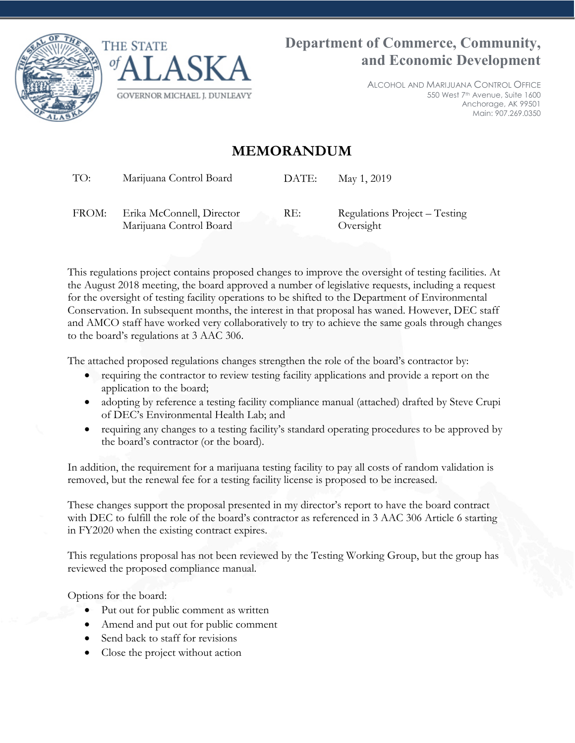THE STATE of ALASKA

GOVERNOR MICHAEL J. DUNLEAVY

**Department of Commerce, Community, and Economic Development**

ALCOHOL AND MARIJUANA CONTROL OFFICE
550 West 7th Avenue, Suite 1600
Anchorage, AK 99501
Main: 907.269.0350

# MEMORANDUM

| | | | |
|---|---|---|---|
| TO: | Marijuana Control Board | DATE: | May 1, 2019 |
| FROM: | Erika McConnell, Director<br>Marijuana Control Board | RE: | Regulations Project – Testing Oversight |

This regulations project contains proposed changes to improve the oversight of testing facilities. At the August 2018 meeting, the board approved a number of legislative requests, including a request for the oversight of testing facility operations to be shifted to the Department of Environmental Conservation. In subsequent months, the interest in that proposal has waned. However, DEC staff and AMCO staff have worked very collaboratively to try to achieve the same goals through changes to the board's regulations at 3 AAC 306.

The attached proposed regulations changes strengthen the role of the board's contractor by:

- requiring the contractor to review testing facility applications and provide a report on the application to the board;
- adopting by reference a testing facility compliance manual (attached) drafted by Steve Crupi of DEC's Environmental Health Lab; and
- requiring any changes to a testing facility's standard operating procedures to be approved by the board's contractor (or the board).

In addition, the requirement for a marijuana testing facility to pay all costs of random validation is removed, but the renewal fee for a testing facility license is proposed to be increased.

These changes support the proposal presented in my director's report to have the board contract with DEC to fulfill the role of the board's contractor as referenced in 3 AAC 306 Article 6 starting in FY2020 when the existing contract expires.

This regulations proposal has not been reviewed by the Testing Working Group, but the group has reviewed the proposed compliance manual.

Options for the board:

- Put out for public comment as written
- Amend and put out for public comment
- Send back to staff for revisions
- Close the project without action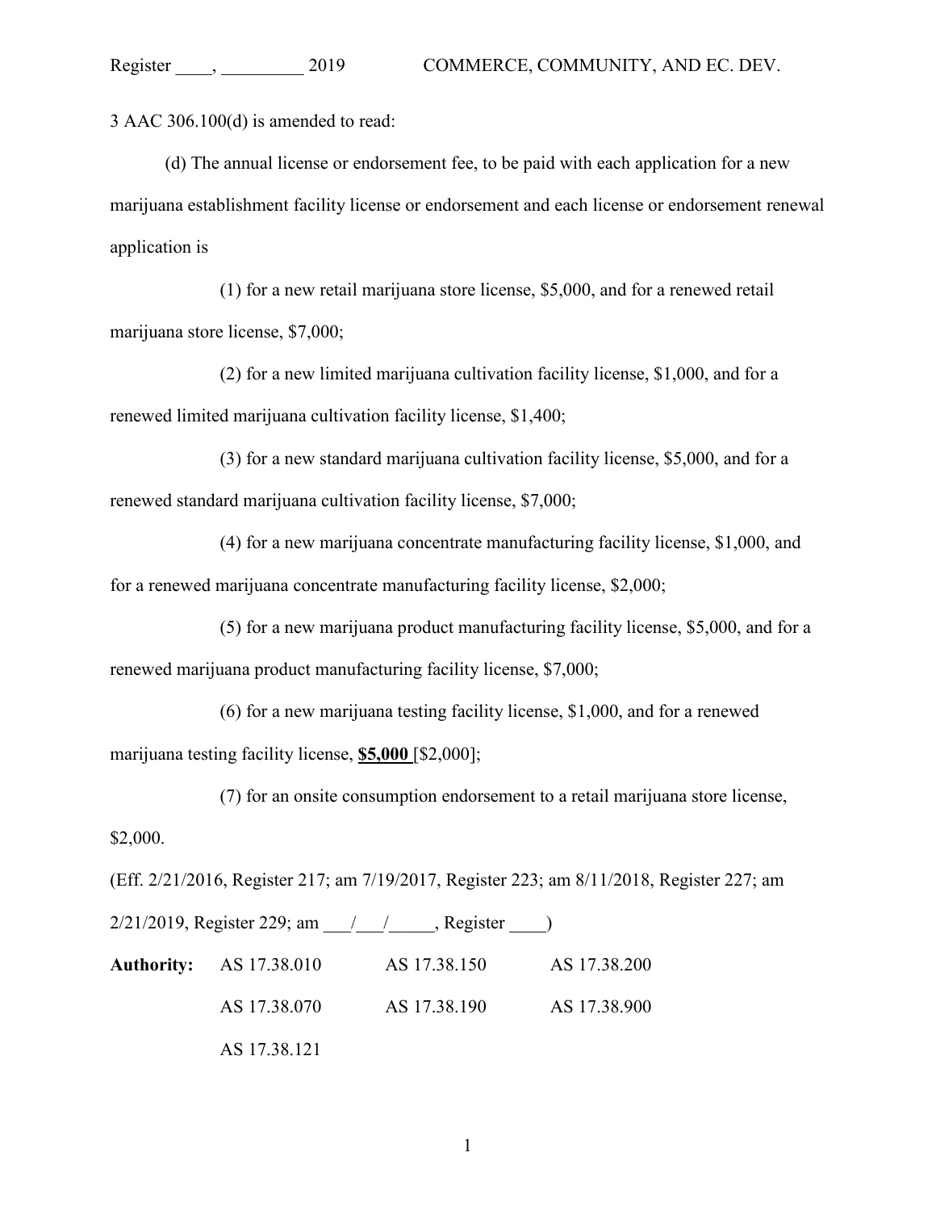3 AAC 306.100(d) is amended to read:

(d) The annual license or endorsement fee, to be paid with each application for a new marijuana establishment facility license or endorsement and each license or endorsement renewal application is

(1) for a new retail marijuana store license, $5,000, and for a renewed retail marijuana store license, $7,000;

(2) for a new limited marijuana cultivation facility license, $1,000, and for a renewed limited marijuana cultivation facility license, $1,400;

(3) for a new standard marijuana cultivation facility license, $5,000, and for a renewed standard marijuana cultivation facility license, $7,000;

(4) for a new marijuana concentrate manufacturing facility license, $1,000, and for a renewed marijuana concentrate manufacturing facility license, $2,000;

(5) for a new marijuana product manufacturing facility license, $5,000, and for a renewed marijuana product manufacturing facility license, $7,000;

(6) for a new marijuana testing facility license, $1,000, and for a renewed marijuana testing facility license, **<u>$5,000</u>** [$2,000];

(7) for an onsite consumption endorsement to a retail marijuana store license, $2,000.

(Eff. 2/21/2016, Register 217; am 7/19/2017, Register 223; am 8/11/2018, Register 227; am 2/21/2019, Register 229; am ___/___/_____, Register ____)

| **Authority:** | AS 17.38.010 | AS 17.38.150 | AS 17.38.200 |
|---|---|---|---|
| | AS 17.38.070 | AS 17.38.190 | AS 17.38.900 |
| | AS 17.38.121 | | |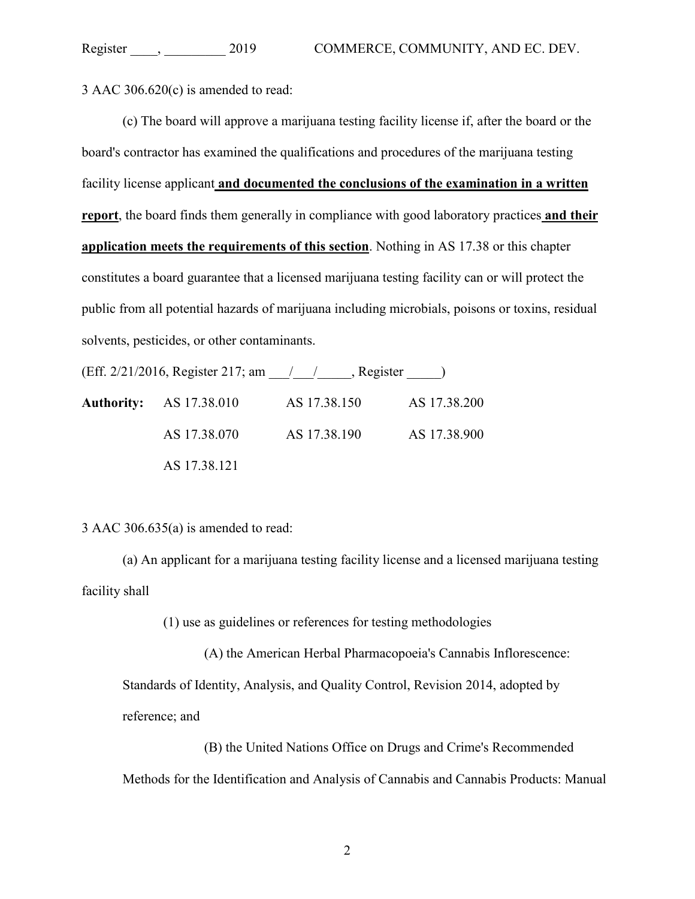3 AAC 306.620(c) is amended to read:

(c) The board will approve a marijuana testing facility license if, after the board or the board's contractor has examined the qualifications and procedures of the marijuana testing facility license applicant **and documented the conclusions of the examination in a written report**, the board finds them generally in compliance with good laboratory practices **and their application meets the requirements of this section**. Nothing in AS 17.38 or this chapter constitutes a board guarantee that a licensed marijuana testing facility can or will protect the public from all potential hazards of marijuana including microbials, poisons or toxins, residual solvents, pesticides, or other contaminants.

(Eff. 2/21/2016, Register 217; am \_\_\_/\_\_\_/\_\_\_\_\_, Register \_\_\_\_\_)

**Authority:** AS 17.38.010 AS 17.38.150 AS 17.38.200

AS 17.38.070 AS 17.38.190 AS 17.38.900

AS 17.38.121

3 AAC 306.635(a) is amended to read:

(a) An applicant for a marijuana testing facility license and a licensed marijuana testing facility shall

(1) use as guidelines or references for testing methodologies

(A) the American Herbal Pharmacopoeia's Cannabis Inflorescence: Standards of Identity, Analysis, and Quality Control, Revision 2014, adopted by reference; and

(B) the United Nations Office on Drugs and Crime's Recommended Methods for the Identification and Analysis of Cannabis and Cannabis Products: Manual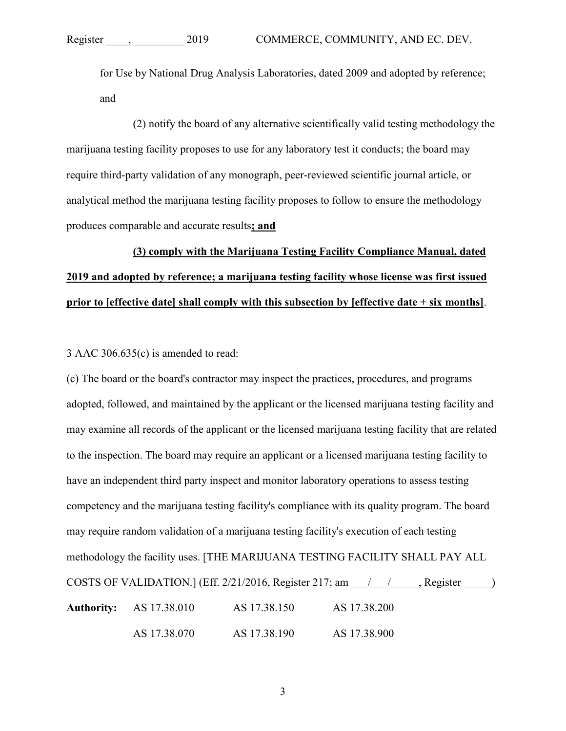for Use by National Drug Analysis Laboratories, dated 2009 and adopted by reference; and

(2) notify the board of any alternative scientifically valid testing methodology the marijuana testing facility proposes to use for any laboratory test it conducts; the board may require third-party validation of any monograph, peer-reviewed scientific journal article, or analytical method the marijuana testing facility proposes to follow to ensure the methodology produces comparable and accurate results**; and**

**(3) comply with the Marijuana Testing Facility Compliance Manual, dated 2019 and adopted by reference; a marijuana testing facility whose license was first issued prior to [effective date] shall comply with this subsection by [effective date + six months]**.

3 AAC 306.635(c) is amended to read:

(c) The board or the board's contractor may inspect the practices, procedures, and programs adopted, followed, and maintained by the applicant or the licensed marijuana testing facility and may examine all records of the applicant or the licensed marijuana testing facility that are related to the inspection. The board may require an applicant or a licensed marijuana testing facility to have an independent third party inspect and monitor laboratory operations to assess testing competency and the marijuana testing facility's compliance with its quality program. The board may require random validation of a marijuana testing facility's execution of each testing methodology the facility uses. [THE MARIJUANA TESTING FACILITY SHALL PAY ALL COSTS OF VALIDATION.] (Eff. 2/21/2016, Register 217; am \_\_\_/\_\_\_/\_\_\_\_\_, Register \_\_\_\_\_)

**Authority:** AS 17.38.010 AS 17.38.150 AS 17.38.200

AS 17.38.070 AS 17.38.190 AS 17.38.900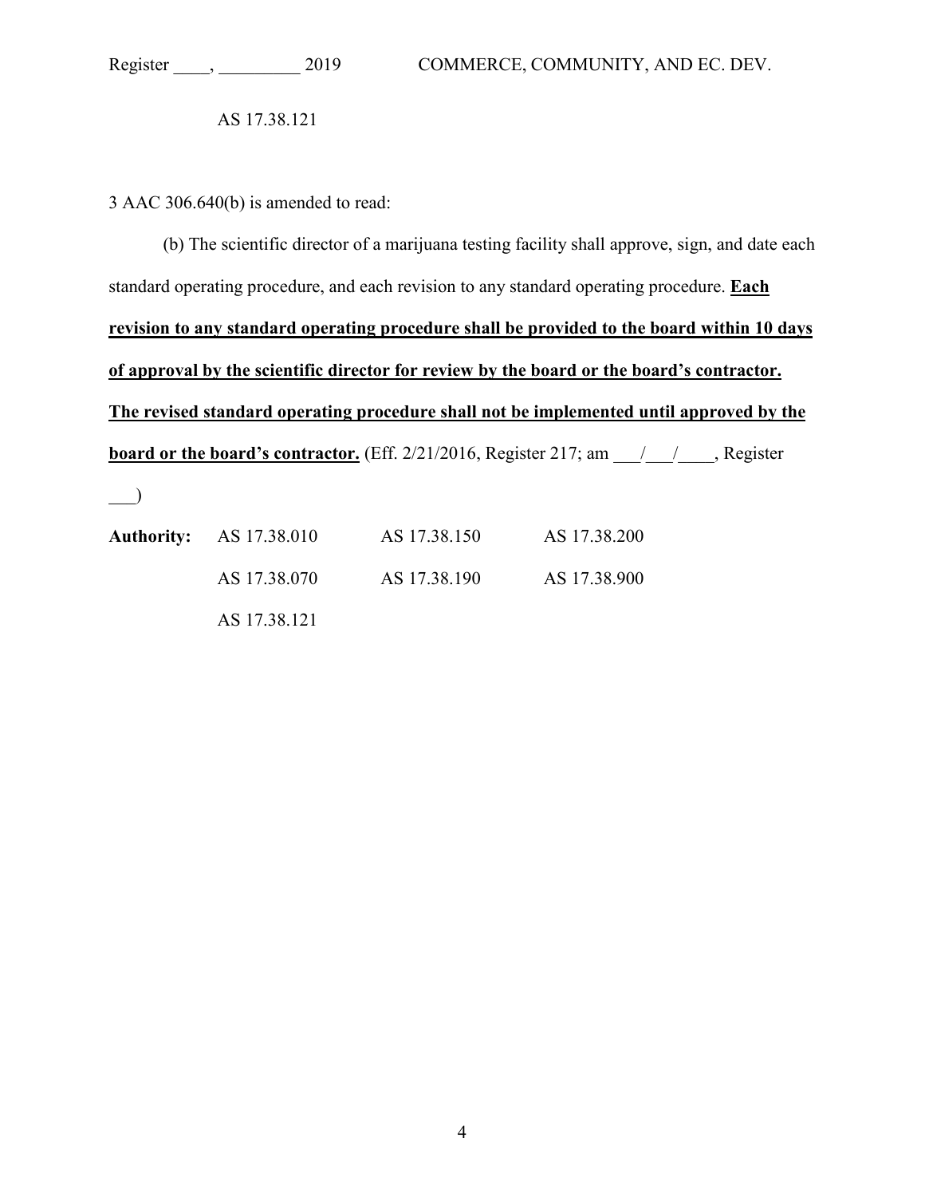AS 17.38.121

3 AAC 306.640(b) is amended to read:

(b) The scientific director of a marijuana testing facility shall approve, sign, and date each standard operating procedure, and each revision to any standard operating procedure. **Each revision to any standard operating procedure shall be provided to the board within 10 days of approval by the scientific director for review by the board or the board's contractor. The revised standard operating procedure shall not be implemented until approved by the board or the board's contractor.** (Eff. 2/21/2016, Register 217; am \_\_\_/\_\_\_/\_\_\_\_, Register \_\_\_)

| **Authority:** | AS 17.38.010 | AS 17.38.150 | AS 17.38.200 |
|---|---|---|---|
| | AS 17.38.070 | AS 17.38.190 | AS 17.38.900 |
| | AS 17.38.121 | | |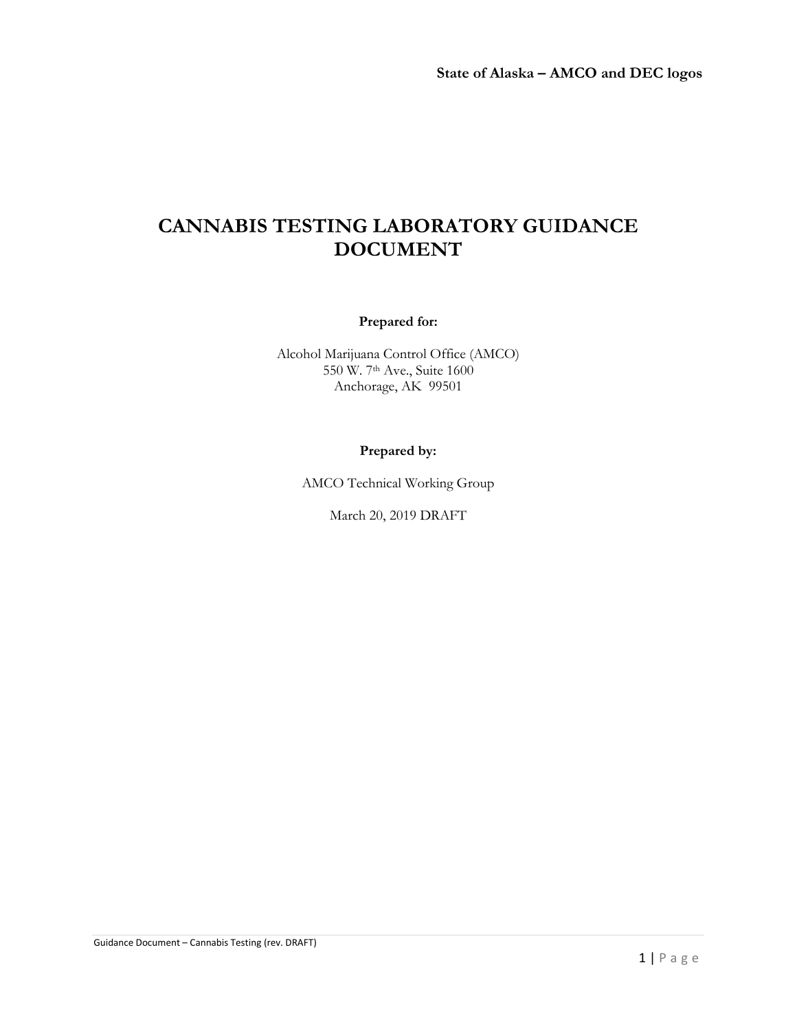**State of Alaska – AMCO and DEC logos**

# CANNABIS TESTING LABORATORY GUIDANCE DOCUMENT

**Prepared for:**

Alcohol Marijuana Control Office (AMCO)
550 W. 7th Ave., Suite 1600
Anchorage, AK 99501

**Prepared by:**

AMCO Technical Working Group

March 20, 2019 DRAFT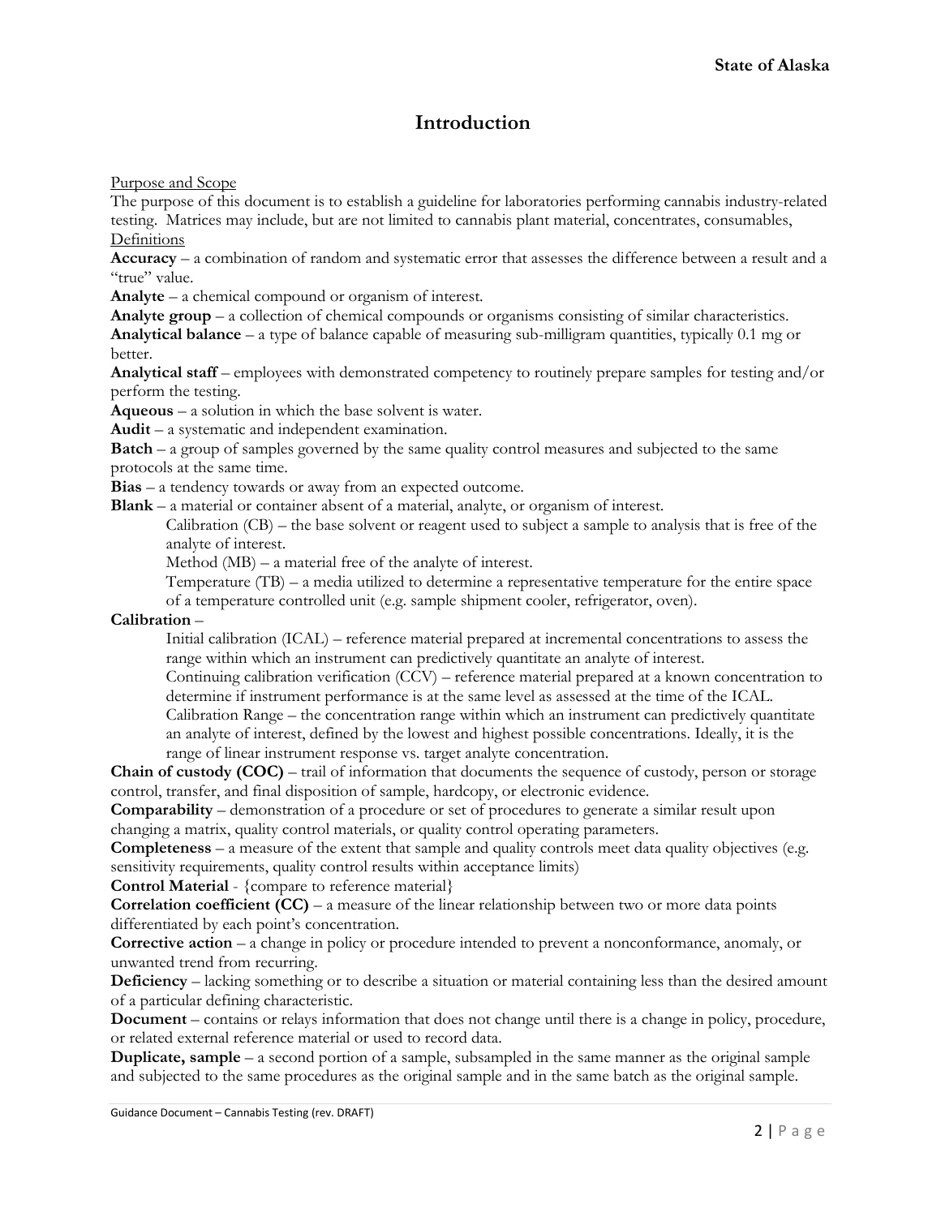# Introduction

Purpose and Scope

The purpose of this document is to establish a guideline for laboratories performing cannabis industry-related testing. Matrices may include, but are not limited to cannabis plant material, concentrates, consumables,

Definitions

**Accuracy** – a combination of random and systematic error that assesses the difference between a result and a "true" value.

**Analyte** – a chemical compound or organism of interest.

**Analyte group** – a collection of chemical compounds or organisms consisting of similar characteristics.

**Analytical balance** – a type of balance capable of measuring sub-milligram quantities, typically 0.1 mg or better.

**Analytical staff** – employees with demonstrated competency to routinely prepare samples for testing and/or perform the testing.

**Aqueous** – a solution in which the base solvent is water.

**Audit** – a systematic and independent examination.

**Batch** – a group of samples governed by the same quality control measures and subjected to the same protocols at the same time.

**Bias** – a tendency towards or away from an expected outcome.

**Blank** – a material or container absent of a material, analyte, or organism of interest.

Calibration (CB) – the base solvent or reagent used to subject a sample to analysis that is free of the analyte of interest.

Method (MB) – a material free of the analyte of interest.

Temperature (TB) – a media utilized to determine a representative temperature for the entire space of a temperature controlled unit (e.g. sample shipment cooler, refrigerator, oven).

**Calibration** –

Initial calibration (ICAL) – reference material prepared at incremental concentrations to assess the range within which an instrument can predictively quantitate an analyte of interest.

Continuing calibration verification (CCV) – reference material prepared at a known concentration to determine if instrument performance is at the same level as assessed at the time of the ICAL.

Calibration Range – the concentration range within which an instrument can predictively quantitate an analyte of interest, defined by the lowest and highest possible concentrations. Ideally, it is the range of linear instrument response vs. target analyte concentration.

**Chain of custody (COC)** – trail of information that documents the sequence of custody, person or storage control, transfer, and final disposition of sample, hardcopy, or electronic evidence.

**Comparability** – demonstration of a procedure or set of procedures to generate a similar result upon changing a matrix, quality control materials, or quality control operating parameters.

**Completeness** – a measure of the extent that sample and quality controls meet data quality objectives (e.g. sensitivity requirements, quality control results within acceptance limits)

**Control Material** - {compare to reference material}

**Correlation coefficient (CC)** – a measure of the linear relationship between two or more data points differentiated by each point's concentration.

**Corrective action** – a change in policy or procedure intended to prevent a nonconformance, anomaly, or unwanted trend from recurring.

**Deficiency** – lacking something or to describe a situation or material containing less than the desired amount of a particular defining characteristic.

**Document** – contains or relays information that does not change until there is a change in policy, procedure, or related external reference material or used to record data.

**Duplicate, sample** – a second portion of a sample, subsampled in the same manner as the original sample and subjected to the same procedures as the original sample and in the same batch as the original sample.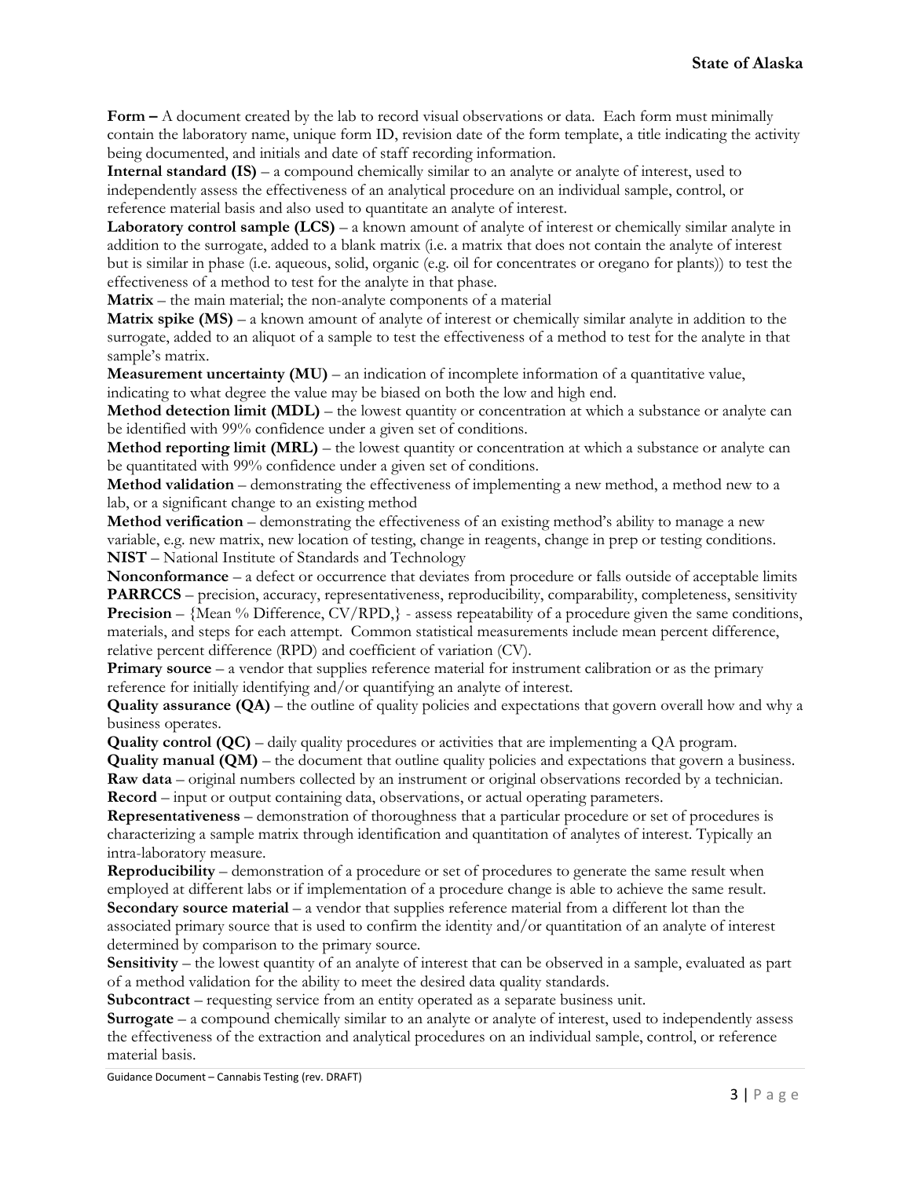**Form –** A document created by the lab to record visual observations or data. Each form must minimally contain the laboratory name, unique form ID, revision date of the form template, a title indicating the activity being documented, and initials and date of staff recording information.

**Internal standard (IS)** – a compound chemically similar to an analyte or analyte of interest, used to independently assess the effectiveness of an analytical procedure on an individual sample, control, or reference material basis and also used to quantitate an analyte of interest.

**Laboratory control sample (LCS)** – a known amount of analyte of interest or chemically similar analyte in addition to the surrogate, added to a blank matrix (i.e. a matrix that does not contain the analyte of interest but is similar in phase (i.e. aqueous, solid, organic (e.g. oil for concentrates or oregano for plants)) to test the effectiveness of a method to test for the analyte in that phase.

**Matrix** – the main material; the non-analyte components of a material

**Matrix spike (MS)** – a known amount of analyte of interest or chemically similar analyte in addition to the surrogate, added to an aliquot of a sample to test the effectiveness of a method to test for the analyte in that sample's matrix.

**Measurement uncertainty (MU)** – an indication of incomplete information of a quantitative value, indicating to what degree the value may be biased on both the low and high end.

**Method detection limit (MDL)** – the lowest quantity or concentration at which a substance or analyte can be identified with 99% confidence under a given set of conditions.

**Method reporting limit (MRL)** – the lowest quantity or concentration at which a substance or analyte can be quantitated with 99% confidence under a given set of conditions.

**Method validation** – demonstrating the effectiveness of implementing a new method, a method new to a lab, or a significant change to an existing method

**Method verification** – demonstrating the effectiveness of an existing method's ability to manage a new variable, e.g. new matrix, new location of testing, change in reagents, change in prep or testing conditions.

**NIST** – National Institute of Standards and Technology

**Nonconformance** – a defect or occurrence that deviates from procedure or falls outside of acceptable limits

**PARRCCS** – precision, accuracy, representativeness, reproducibility, comparability, completeness, sensitivity

**Precision** – {Mean % Difference, CV/RPD,} - assess repeatability of a procedure given the same conditions, materials, and steps for each attempt. Common statistical measurements include mean percent difference, relative percent difference (RPD) and coefficient of variation (CV).

**Primary source** – a vendor that supplies reference material for instrument calibration or as the primary reference for initially identifying and/or quantifying an analyte of interest.

**Quality assurance (QA)** – the outline of quality policies and expectations that govern overall how and why a business operates.

**Quality control (QC)** – daily quality procedures or activities that are implementing a QA program.

**Quality manual (QM)** – the document that outline quality policies and expectations that govern a business.

**Raw data** – original numbers collected by an instrument or original observations recorded by a technician.

**Record** – input or output containing data, observations, or actual operating parameters.

**Representativeness** – demonstration of thoroughness that a particular procedure or set of procedures is characterizing a sample matrix through identification and quantitation of analytes of interest. Typically an intra-laboratory measure.

**Reproducibility** – demonstration of a procedure or set of procedures to generate the same result when employed at different labs or if implementation of a procedure change is able to achieve the same result.

**Secondary source material** – a vendor that supplies reference material from a different lot than the associated primary source that is used to confirm the identity and/or quantitation of an analyte of interest determined by comparison to the primary source.

**Sensitivity** – the lowest quantity of an analyte of interest that can be observed in a sample, evaluated as part of a method validation for the ability to meet the desired data quality standards.

**Subcontract** – requesting service from an entity operated as a separate business unit.

**Surrogate** – a compound chemically similar to an analyte or analyte of interest, used to independently assess the effectiveness of the extraction and analytical procedures on an individual sample, control, or reference material basis.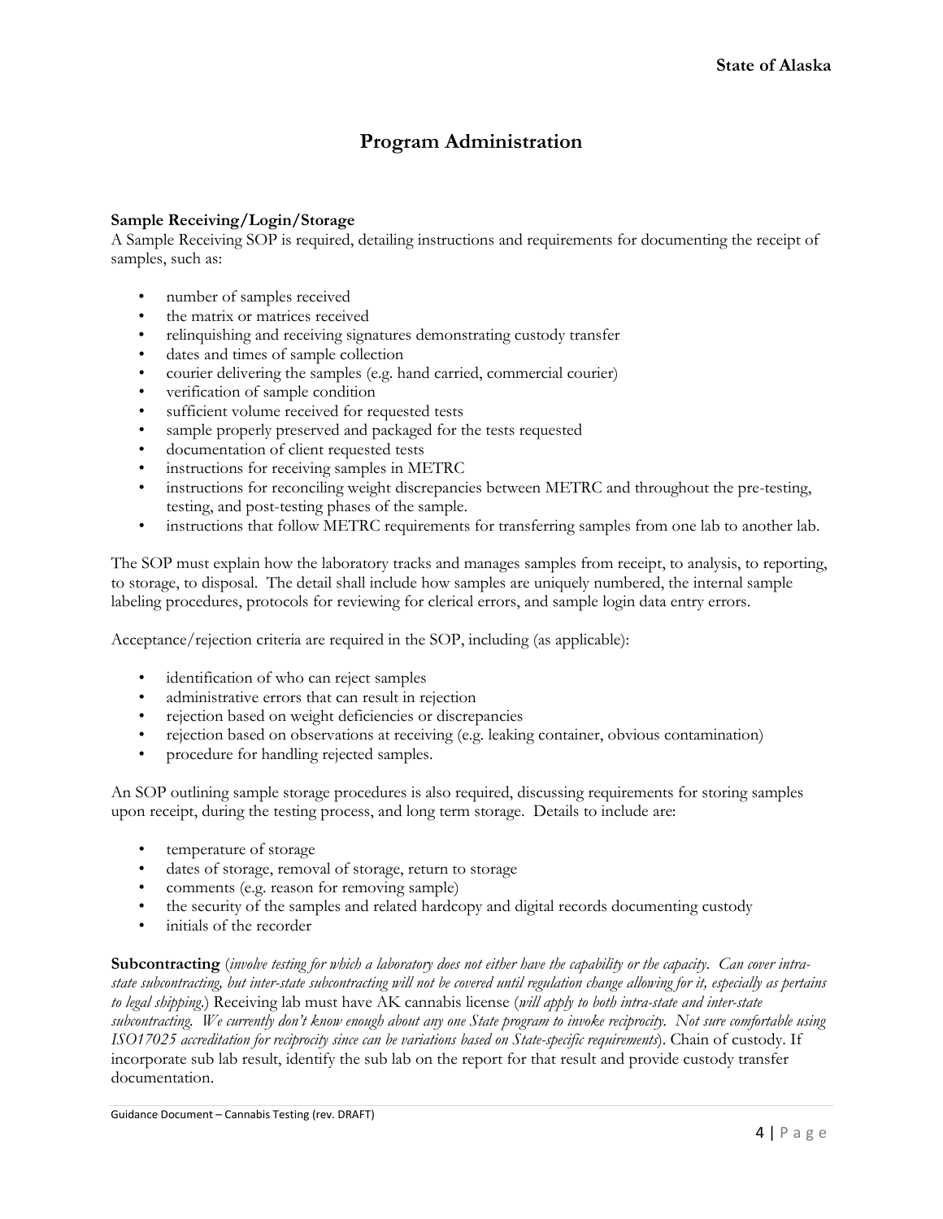# Program Administration

**Sample Receiving/Login/Storage**
A Sample Receiving SOP is required, detailing instructions and requirements for documenting the receipt of samples, such as:

- number of samples received
- the matrix or matrices received
- relinquishing and receiving signatures demonstrating custody transfer
- dates and times of sample collection
- courier delivering the samples (e.g. hand carried, commercial courier)
- verification of sample condition
- sufficient volume received for requested tests
- sample properly preserved and packaged for the tests requested
- documentation of client requested tests
- instructions for receiving samples in METRC
- instructions for reconciling weight discrepancies between METRC and throughout the pre-testing, testing, and post-testing phases of the sample.
- instructions that follow METRC requirements for transferring samples from one lab to another lab.

The SOP must explain how the laboratory tracks and manages samples from receipt, to analysis, to reporting, to storage, to disposal. The detail shall include how samples are uniquely numbered, the internal sample labeling procedures, protocols for reviewing for clerical errors, and sample login data entry errors.

Acceptance/rejection criteria are required in the SOP, including (as applicable):

- identification of who can reject samples
- administrative errors that can result in rejection
- rejection based on weight deficiencies or discrepancies
- rejection based on observations at receiving (e.g. leaking container, obvious contamination)
- procedure for handling rejected samples.

An SOP outlining sample storage procedures is also required, discussing requirements for storing samples upon receipt, during the testing process, and long term storage. Details to include are:

- temperature of storage
- dates of storage, removal of storage, return to storage
- comments (e.g. reason for removing sample)
- the security of the samples and related hardcopy and digital records documenting custody
- initials of the recorder

**Subcontracting** (*involve testing for which a laboratory does not either have the capability or the capacity. Can cover intra-state subcontracting, but inter-state subcontracting will not be covered until regulation change allowing for it, especially as pertains to legal shipping*.) Receiving lab must have AK cannabis license (*will apply to both intra-state and inter-state subcontracting. We currently don't know enough about any one State program to invoke reciprocity. Not sure comfortable using ISO17025 accreditation for reciprocity since can be variations based on State-specific requirements*). Chain of custody. If incorporate sub lab result, identify the sub lab on the report for that result and provide custody transfer documentation.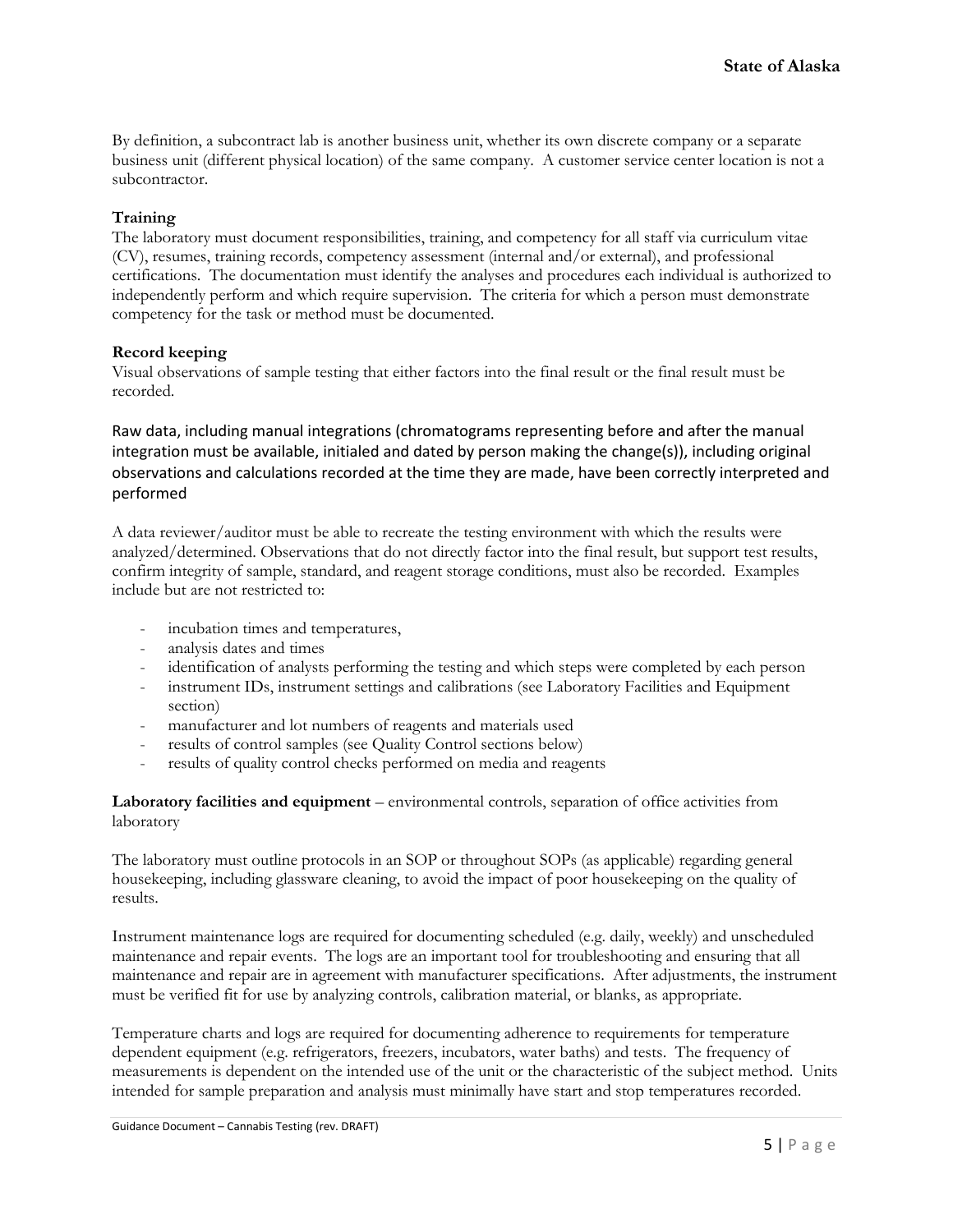By definition, a subcontract lab is another business unit, whether its own discrete company or a separate business unit (different physical location) of the same company. A customer service center location is not a subcontractor.

**Training**

The laboratory must document responsibilities, training, and competency for all staff via curriculum vitae (CV), resumes, training records, competency assessment (internal and/or external), and professional certifications. The documentation must identify the analyses and procedures each individual is authorized to independently perform and which require supervision. The criteria for which a person must demonstrate competency for the task or method must be documented.

**Record keeping**

Visual observations of sample testing that either factors into the final result or the final result must be recorded.

Raw data, including manual integrations (chromatograms representing before and after the manual integration must be available, initialed and dated by person making the change(s)), including original observations and calculations recorded at the time they are made, have been correctly interpreted and performed

A data reviewer/auditor must be able to recreate the testing environment with which the results were analyzed/determined. Observations that do not directly factor into the final result, but support test results, confirm integrity of sample, standard, and reagent storage conditions, must also be recorded. Examples include but are not restricted to:

- incubation times and temperatures,
- analysis dates and times
- identification of analysts performing the testing and which steps were completed by each person
- instrument IDs, instrument settings and calibrations (see Laboratory Facilities and Equipment section)
- manufacturer and lot numbers of reagents and materials used
- results of control samples (see Quality Control sections below)
- results of quality control checks performed on media and reagents

**Laboratory facilities and equipment** – environmental controls, separation of office activities from laboratory

The laboratory must outline protocols in an SOP or throughout SOPs (as applicable) regarding general housekeeping, including glassware cleaning, to avoid the impact of poor housekeeping on the quality of results.

Instrument maintenance logs are required for documenting scheduled (e.g. daily, weekly) and unscheduled maintenance and repair events. The logs are an important tool for troubleshooting and ensuring that all maintenance and repair are in agreement with manufacturer specifications. After adjustments, the instrument must be verified fit for use by analyzing controls, calibration material, or blanks, as appropriate.

Temperature charts and logs are required for documenting adherence to requirements for temperature dependent equipment (e.g. refrigerators, freezers, incubators, water baths) and tests. The frequency of measurements is dependent on the intended use of the unit or the characteristic of the subject method. Units intended for sample preparation and analysis must minimally have start and stop temperatures recorded.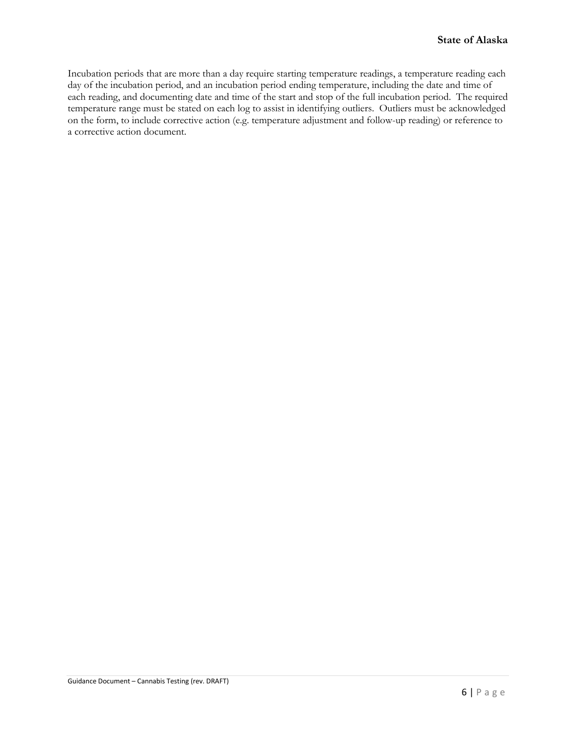Incubation periods that are more than a day require starting temperature readings, a temperature reading each day of the incubation period, and an incubation period ending temperature, including the date and time of each reading, and documenting date and time of the start and stop of the full incubation period. The required temperature range must be stated on each log to assist in identifying outliers. Outliers must be acknowledged on the form, to include corrective action (e.g. temperature adjustment and follow-up reading) or reference to a corrective action document.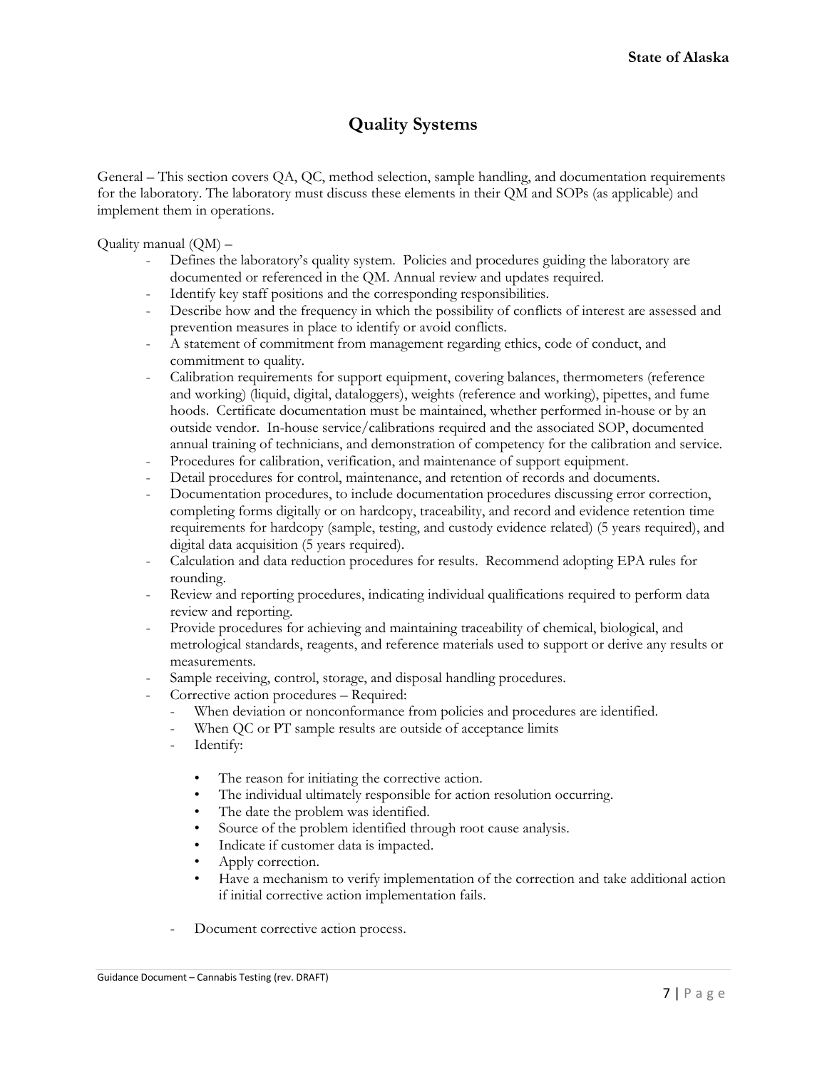# Quality Systems

General – This section covers QA, QC, method selection, sample handling, and documentation requirements for the laboratory. The laboratory must discuss these elements in their QM and SOPs (as applicable) and implement them in operations.

Quality manual (QM) –

- Defines the laboratory's quality system. Policies and procedures guiding the laboratory are documented or referenced in the QM. Annual review and updates required.
- Identify key staff positions and the corresponding responsibilities.
- Describe how and the frequency in which the possibility of conflicts of interest are assessed and prevention measures in place to identify or avoid conflicts.
- A statement of commitment from management regarding ethics, code of conduct, and commitment to quality.
- Calibration requirements for support equipment, covering balances, thermometers (reference and working) (liquid, digital, dataloggers), weights (reference and working), pipettes, and fume hoods. Certificate documentation must be maintained, whether performed in-house or by an outside vendor. In-house service/calibrations required and the associated SOP, documented annual training of technicians, and demonstration of competency for the calibration and service.
- Procedures for calibration, verification, and maintenance of support equipment.
- Detail procedures for control, maintenance, and retention of records and documents.
- Documentation procedures, to include documentation procedures discussing error correction, completing forms digitally or on hardcopy, traceability, and record and evidence retention time requirements for hardcopy (sample, testing, and custody evidence related) (5 years required), and digital data acquisition (5 years required).
- Calculation and data reduction procedures for results. Recommend adopting EPA rules for rounding.
- Review and reporting procedures, indicating individual qualifications required to perform data review and reporting.
- Provide procedures for achieving and maintaining traceability of chemical, biological, and metrological standards, reagents, and reference materials used to support or derive any results or measurements.
- Sample receiving, control, storage, and disposal handling procedures.
- Corrective action procedures – Required:
  - When deviation or nonconformance from policies and procedures are identified.
  - When QC or PT sample results are outside of acceptance limits
  - Identify:
    - The reason for initiating the corrective action.
    - The individual ultimately responsible for action resolution occurring.
    - The date the problem was identified.
    - Source of the problem identified through root cause analysis.
    - Indicate if customer data is impacted.
    - Apply correction.
    - Have a mechanism to verify implementation of the correction and take additional action if initial corrective action implementation fails.
  - Document corrective action process.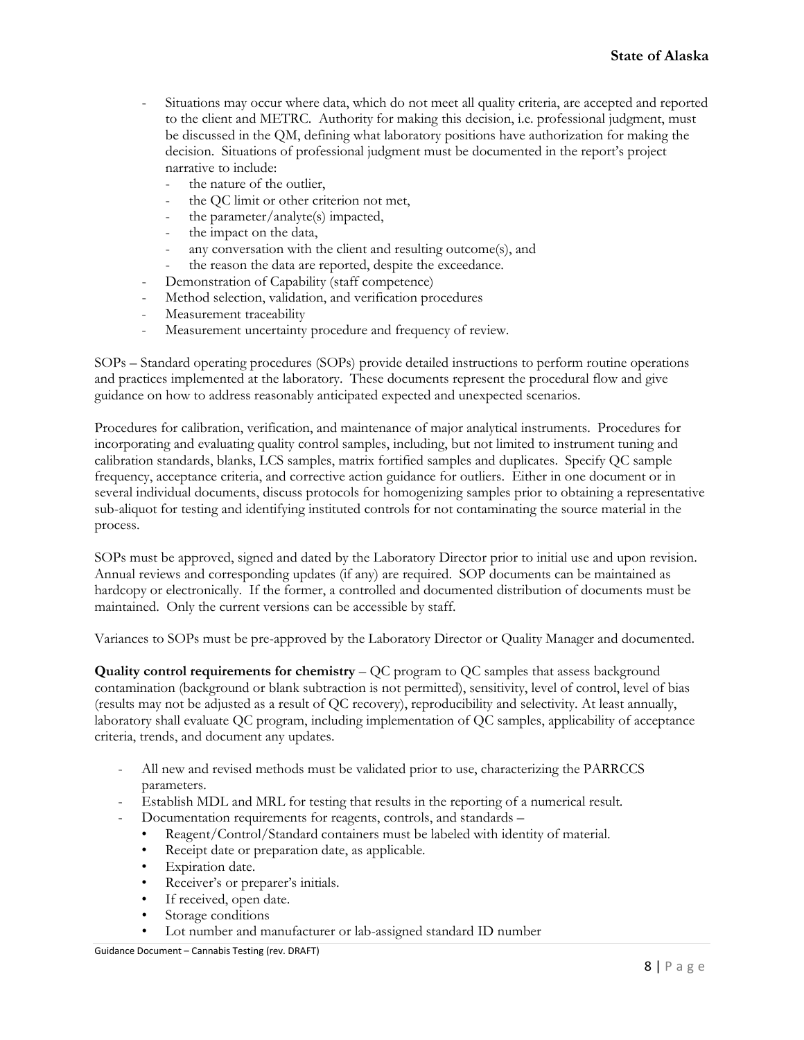- Situations may occur where data, which do not meet all quality criteria, are accepted and reported to the client and METRC. Authority for making this decision, i.e. professional judgment, must be discussed in the QM, defining what laboratory positions have authorization for making the decision. Situations of professional judgment must be documented in the report's project narrative to include:
  - the nature of the outlier,
  - the QC limit or other criterion not met,
  - the parameter/analyte(s) impacted,
  - the impact on the data,
  - any conversation with the client and resulting outcome(s), and
  - the reason the data are reported, despite the exceedance.
- Demonstration of Capability (staff competence)
- Method selection, validation, and verification procedures
- Measurement traceability
- Measurement uncertainty procedure and frequency of review.

SOPs – Standard operating procedures (SOPs) provide detailed instructions to perform routine operations and practices implemented at the laboratory. These documents represent the procedural flow and give guidance on how to address reasonably anticipated expected and unexpected scenarios.

Procedures for calibration, verification, and maintenance of major analytical instruments. Procedures for incorporating and evaluating quality control samples, including, but not limited to instrument tuning and calibration standards, blanks, LCS samples, matrix fortified samples and duplicates. Specify QC sample frequency, acceptance criteria, and corrective action guidance for outliers. Either in one document or in several individual documents, discuss protocols for homogenizing samples prior to obtaining a representative sub-aliquot for testing and identifying instituted controls for not contaminating the source material in the process.

SOPs must be approved, signed and dated by the Laboratory Director prior to initial use and upon revision. Annual reviews and corresponding updates (if any) are required. SOP documents can be maintained as hardcopy or electronically. If the former, a controlled and documented distribution of documents must be maintained. Only the current versions can be accessible by staff.

Variances to SOPs must be pre-approved by the Laboratory Director or Quality Manager and documented.

**Quality control requirements for chemistry** – QC program to QC samples that assess background contamination (background or blank subtraction is not permitted), sensitivity, level of control, level of bias (results may not be adjusted as a result of QC recovery), reproducibility and selectivity. At least annually, laboratory shall evaluate QC program, including implementation of QC samples, applicability of acceptance criteria, trends, and document any updates.

- All new and revised methods must be validated prior to use, characterizing the PARRCCS parameters.
- Establish MDL and MRL for testing that results in the reporting of a numerical result.
- Documentation requirements for reagents, controls, and standards –
  - Reagent/Control/Standard containers must be labeled with identity of material.
  - Receipt date or preparation date, as applicable.
  - Expiration date.
  - Receiver's or preparer's initials.
  - If received, open date.
  - Storage conditions
  - Lot number and manufacturer or lab-assigned standard ID number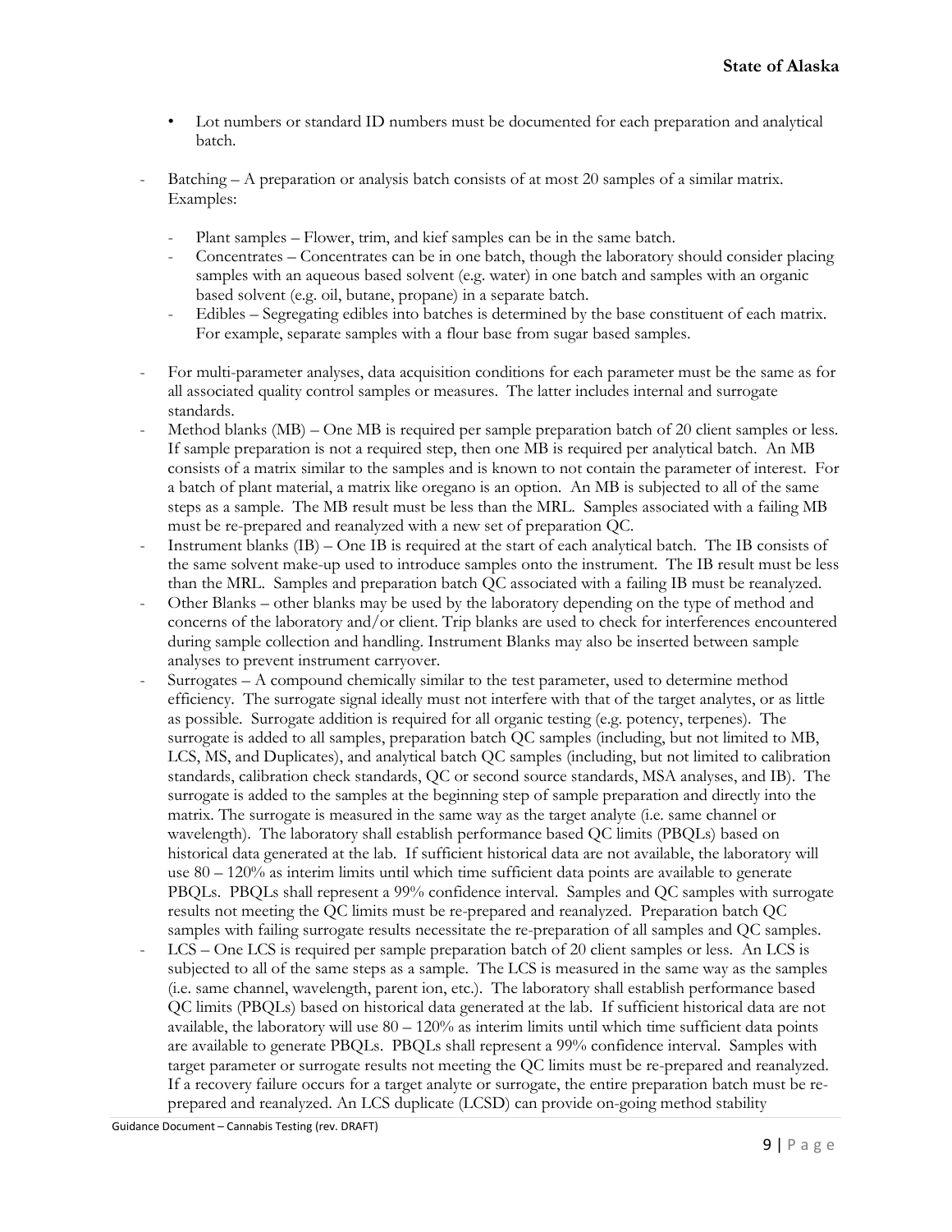- Lot numbers or standard ID numbers must be documented for each preparation and analytical batch.

- Batching – A preparation or analysis batch consists of at most 20 samples of a similar matrix. Examples:
  - Plant samples – Flower, trim, and kief samples can be in the same batch.
  - Concentrates – Concentrates can be in one batch, though the laboratory should consider placing samples with an aqueous based solvent (e.g. water) in one batch and samples with an organic based solvent (e.g. oil, butane, propane) in a separate batch.
  - Edibles – Segregating edibles into batches is determined by the base constituent of each matrix. For example, separate samples with a flour base from sugar based samples.
- For multi-parameter analyses, data acquisition conditions for each parameter must be the same as for all associated quality control samples or measures. The latter includes internal and surrogate standards.
- Method blanks (MB) – One MB is required per sample preparation batch of 20 client samples or less. If sample preparation is not a required step, then one MB is required per analytical batch. An MB consists of a matrix similar to the samples and is known to not contain the parameter of interest. For a batch of plant material, a matrix like oregano is an option. An MB is subjected to all of the same steps as a sample. The MB result must be less than the MRL. Samples associated with a failing MB must be re-prepared and reanalyzed with a new set of preparation QC.
- Instrument blanks (IB) – One IB is required at the start of each analytical batch. The IB consists of the same solvent make-up used to introduce samples onto the instrument. The IB result must be less than the MRL. Samples and preparation batch QC associated with a failing IB must be reanalyzed.
- Other Blanks – other blanks may be used by the laboratory depending on the type of method and concerns of the laboratory and/or client. Trip blanks are used to check for interferences encountered during sample collection and handling. Instrument Blanks may also be inserted between sample analyses to prevent instrument carryover.
- Surrogates – A compound chemically similar to the test parameter, used to determine method efficiency. The surrogate signal ideally must not interfere with that of the target analytes, or as little as possible. Surrogate addition is required for all organic testing (e.g. potency, terpenes). The surrogate is added to all samples, preparation batch QC samples (including, but not limited to MB, LCS, MS, and Duplicates), and analytical batch QC samples (including, but not limited to calibration standards, calibration check standards, QC or second source standards, MSA analyses, and IB). The surrogate is added to the samples at the beginning step of sample preparation and directly into the matrix. The surrogate is measured in the same way as the target analyte (i.e. same channel or wavelength). The laboratory shall establish performance based QC limits (PBQLs) based on historical data generated at the lab. If sufficient historical data are not available, the laboratory will use 80 – 120% as interim limits until which time sufficient data points are available to generate PBQLs. PBQLs shall represent a 99% confidence interval. Samples and QC samples with surrogate results not meeting the QC limits must be re-prepared and reanalyzed. Preparation batch QC samples with failing surrogate results necessitate the re-preparation of all samples and QC samples.
- LCS – One LCS is required per sample preparation batch of 20 client samples or less. An LCS is subjected to all of the same steps as a sample. The LCS is measured in the same way as the samples (i.e. same channel, wavelength, parent ion, etc.). The laboratory shall establish performance based QC limits (PBQLs) based on historical data generated at the lab. If sufficient historical data are not available, the laboratory will use 80 – 120% as interim limits until which time sufficient data points are available to generate PBQLs. PBQLs shall represent a 99% confidence interval. Samples with target parameter or surrogate results not meeting the QC limits must be re-prepared and reanalyzed. If a recovery failure occurs for a target analyte or surrogate, the entire preparation batch must be re-prepared and reanalyzed. An LCS duplicate (LCSD) can provide on-going method stability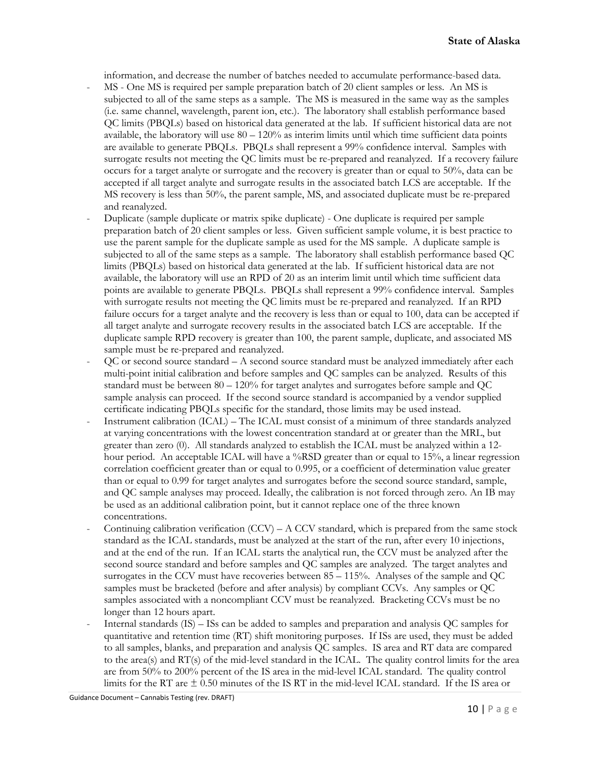information, and decrease the number of batches needed to accumulate performance-based data.

- MS - One MS is required per sample preparation batch of 20 client samples or less. An MS is subjected to all of the same steps as a sample. The MS is measured in the same way as the samples (i.e. same channel, wavelength, parent ion, etc.). The laboratory shall establish performance based QC limits (PBQLs) based on historical data generated at the lab. If sufficient historical data are not available, the laboratory will use 80 – 120% as interim limits until which time sufficient data points are available to generate PBQLs. PBQLs shall represent a 99% confidence interval. Samples with surrogate results not meeting the QC limits must be re-prepared and reanalyzed. If a recovery failure occurs for a target analyte or surrogate and the recovery is greater than or equal to 50%, data can be accepted if all target analyte and surrogate results in the associated batch LCS are acceptable. If the MS recovery is less than 50%, the parent sample, MS, and associated duplicate must be re-prepared and reanalyzed.
- Duplicate (sample duplicate or matrix spike duplicate) - One duplicate is required per sample preparation batch of 20 client samples or less. Given sufficient sample volume, it is best practice to use the parent sample for the duplicate sample as used for the MS sample. A duplicate sample is subjected to all of the same steps as a sample. The laboratory shall establish performance based QC limits (PBQLs) based on historical data generated at the lab. If sufficient historical data are not available, the laboratory will use an RPD of 20 as an interim limit until which time sufficient data points are available to generate PBQLs. PBQLs shall represent a 99% confidence interval. Samples with surrogate results not meeting the QC limits must be re-prepared and reanalyzed. If an RPD failure occurs for a target analyte and the recovery is less than or equal to 100, data can be accepted if all target analyte and surrogate recovery results in the associated batch LCS are acceptable. If the duplicate sample RPD recovery is greater than 100, the parent sample, duplicate, and associated MS sample must be re-prepared and reanalyzed.
- QC or second source standard – A second source standard must be analyzed immediately after each multi-point initial calibration and before samples and QC samples can be analyzed. Results of this standard must be between 80 – 120% for target analytes and surrogates before sample and QC sample analysis can proceed. If the second source standard is accompanied by a vendor supplied certificate indicating PBQLs specific for the standard, those limits may be used instead.
- Instrument calibration (ICAL) – The ICAL must consist of a minimum of three standards analyzed at varying concentrations with the lowest concentration standard at or greater than the MRL, but greater than zero (0). All standards analyzed to establish the ICAL must be analyzed within a 12-hour period. An acceptable ICAL will have a %RSD greater than or equal to 15%, a linear regression correlation coefficient greater than or equal to 0.995, or a coefficient of determination value greater than or equal to 0.99 for target analytes and surrogates before the second source standard, sample, and QC sample analyses may proceed. Ideally, the calibration is not forced through zero. An IB may be used as an additional calibration point, but it cannot replace one of the three known concentrations.
- Continuing calibration verification (CCV) – A CCV standard, which is prepared from the same stock standard as the ICAL standards, must be analyzed at the start of the run, after every 10 injections, and at the end of the run. If an ICAL starts the analytical run, the CCV must be analyzed after the second source standard and before samples and QC samples are analyzed. The target analytes and surrogates in the CCV must have recoveries between 85 – 115%. Analyses of the sample and QC samples must be bracketed (before and after analysis) by compliant CCVs. Any samples or QC samples associated with a noncompliant CCV must be reanalyzed. Bracketing CCVs must be no longer than 12 hours apart.
- Internal standards (IS) – ISs can be added to samples and preparation and analysis QC samples for quantitative and retention time (RT) shift monitoring purposes. If ISs are used, they must be added to all samples, blanks, and preparation and analysis QC samples. IS area and RT data are compared to the area(s) and RT(s) of the mid-level standard in the ICAL. The quality control limits for the area are from 50% to 200% percent of the IS area in the mid-level ICAL standard. The quality control limits for the RT are ± 0.50 minutes of the IS RT in the mid-level ICAL standard. If the IS area or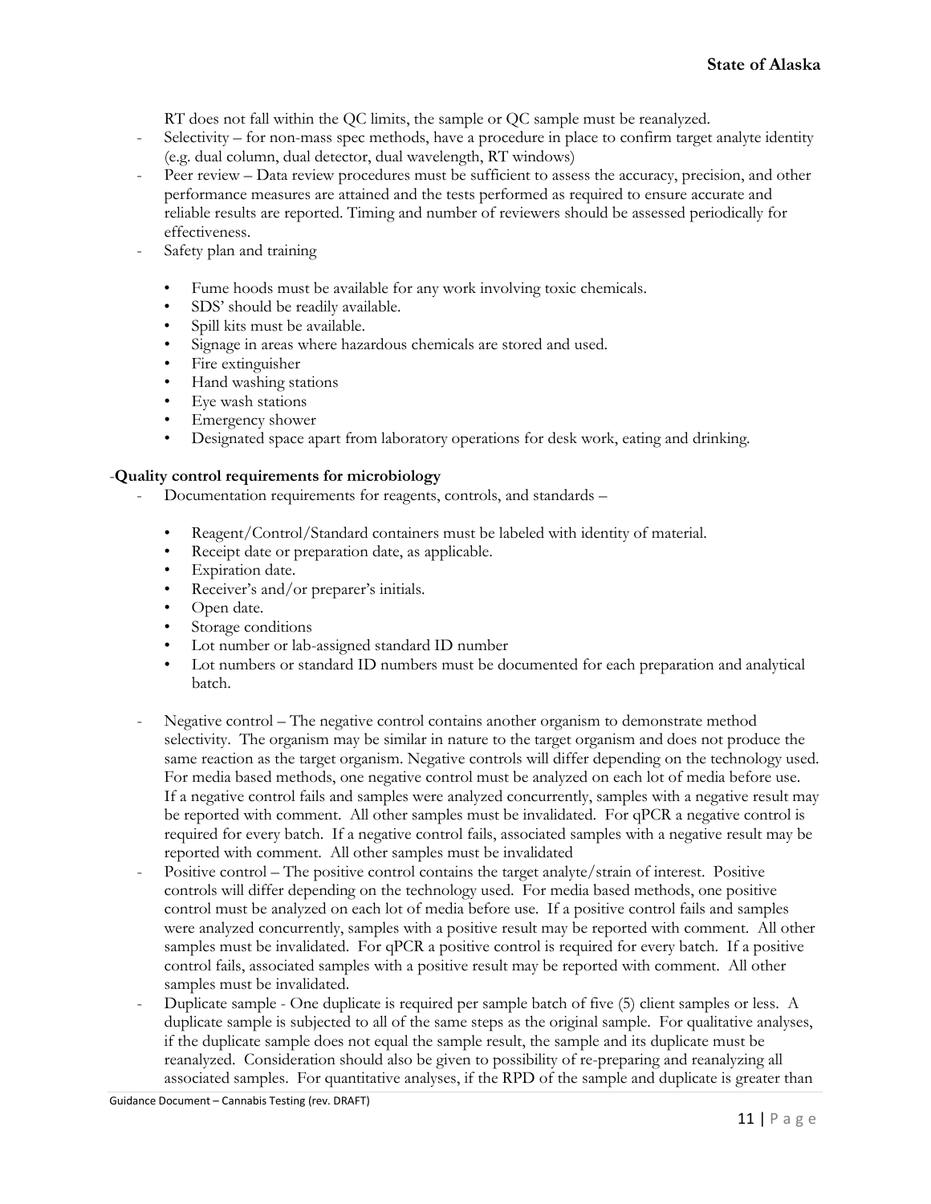RT does not fall within the QC limits, the sample or QC sample must be reanalyzed.

- Selectivity – for non-mass spec methods, have a procedure in place to confirm target analyte identity (e.g. dual column, dual detector, dual wavelength, RT windows)
- Peer review – Data review procedures must be sufficient to assess the accuracy, precision, and other performance measures are attained and the tests performed as required to ensure accurate and reliable results are reported. Timing and number of reviewers should be assessed periodically for effectiveness.
- Safety plan and training
    - Fume hoods must be available for any work involving toxic chemicals.
    - SDS' should be readily available.
    - Spill kits must be available.
    - Signage in areas where hazardous chemicals are stored and used.
    - Fire extinguisher
    - Hand washing stations
    - Eye wash stations
    - Emergency shower
    - Designated space apart from laboratory operations for desk work, eating and drinking.

-**Quality control requirements for microbiology**

- Documentation requirements for reagents, controls, and standards –
    - Reagent/Control/Standard containers must be labeled with identity of material.
    - Receipt date or preparation date, as applicable.
    - Expiration date.
    - Receiver's and/or preparer's initials.
    - Open date.
    - Storage conditions
    - Lot number or lab-assigned standard ID number
    - Lot numbers or standard ID numbers must be documented for each preparation and analytical batch.
- Negative control – The negative control contains another organism to demonstrate method selectivity. The organism may be similar in nature to the target organism and does not produce the same reaction as the target organism. Negative controls will differ depending on the technology used. For media based methods, one negative control must be analyzed on each lot of media before use. If a negative control fails and samples were analyzed concurrently, samples with a negative result may be reported with comment. All other samples must be invalidated. For qPCR a negative control is required for every batch. If a negative control fails, associated samples with a negative result may be reported with comment. All other samples must be invalidated
- Positive control – The positive control contains the target analyte/strain of interest. Positive controls will differ depending on the technology used. For media based methods, one positive control must be analyzed on each lot of media before use. If a positive control fails and samples were analyzed concurrently, samples with a positive result may be reported with comment. All other samples must be invalidated. For qPCR a positive control is required for every batch. If a positive control fails, associated samples with a positive result may be reported with comment. All other samples must be invalidated.
- Duplicate sample - One duplicate is required per sample batch of five (5) client samples or less. A duplicate sample is subjected to all of the same steps as the original sample. For qualitative analyses, if the duplicate sample does not equal the sample result, the sample and its duplicate must be reanalyzed. Consideration should also be given to possibility of re-preparing and reanalyzing all associated samples. For quantitative analyses, if the RPD of the sample and duplicate is greater than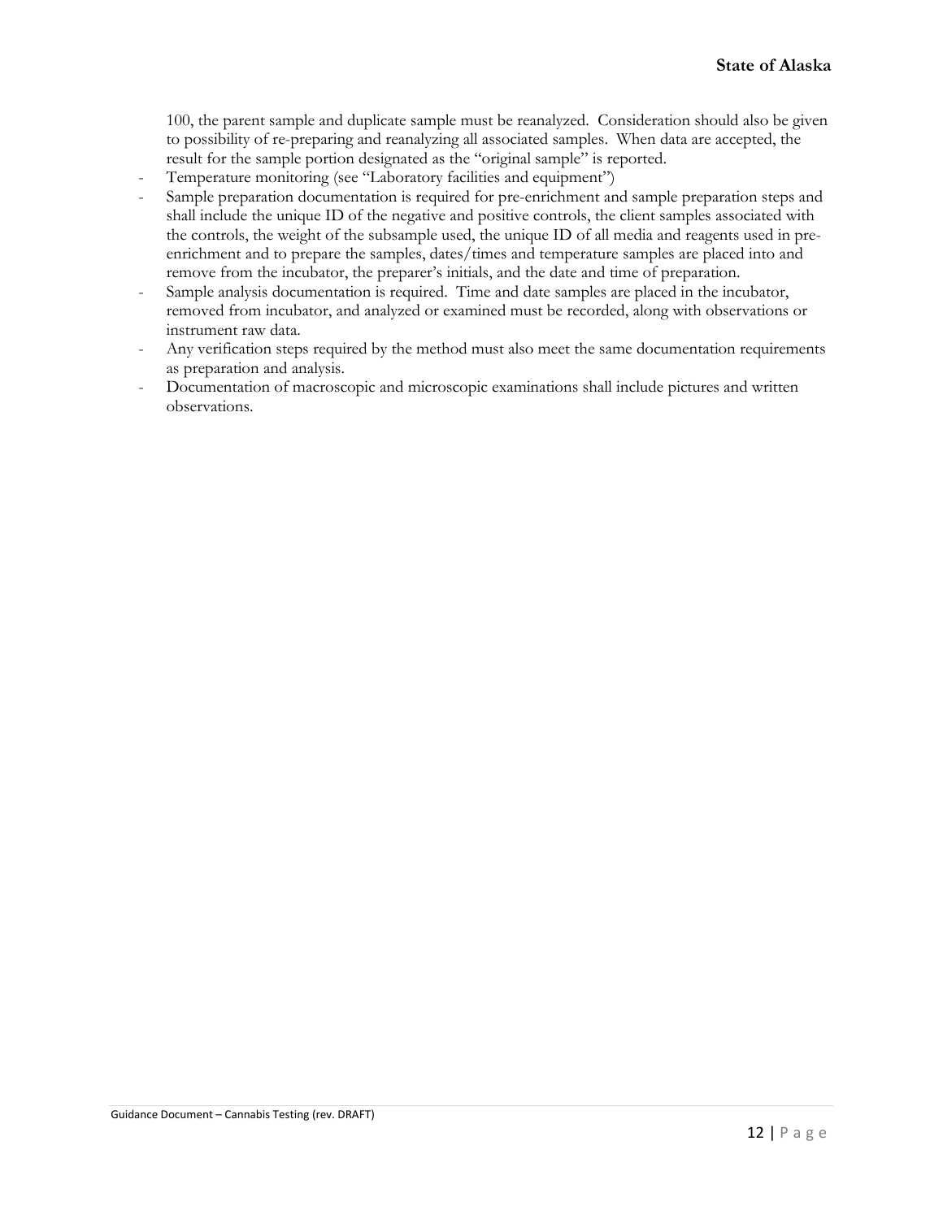100, the parent sample and duplicate sample must be reanalyzed. Consideration should also be given to possibility of re-preparing and reanalyzing all associated samples. When data are accepted, the result for the sample portion designated as the "original sample" is reported.

- Temperature monitoring (see "Laboratory facilities and equipment")
- Sample preparation documentation is required for pre-enrichment and sample preparation steps and shall include the unique ID of the negative and positive controls, the client samples associated with the controls, the weight of the subsample used, the unique ID of all media and reagents used in pre-enrichment and to prepare the samples, dates/times and temperature samples are placed into and remove from the incubator, the preparer's initials, and the date and time of preparation.
- Sample analysis documentation is required. Time and date samples are placed in the incubator, removed from incubator, and analyzed or examined must be recorded, along with observations or instrument raw data.
- Any verification steps required by the method must also meet the same documentation requirements as preparation and analysis.
- Documentation of macroscopic and microscopic examinations shall include pictures and written observations.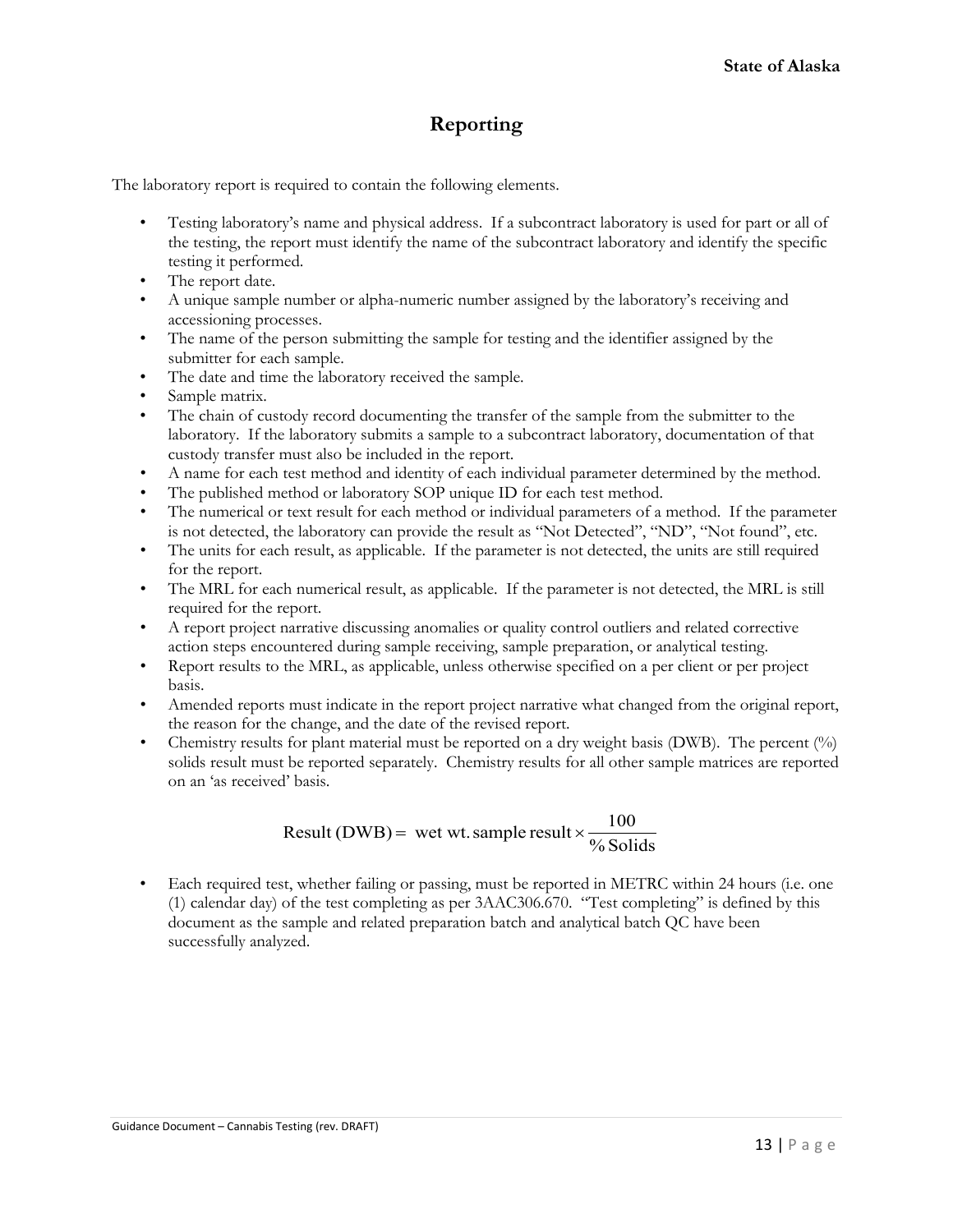# Reporting

The laboratory report is required to contain the following elements.

- Testing laboratory's name and physical address. If a subcontract laboratory is used for part or all of the testing, the report must identify the name of the subcontract laboratory and identify the specific testing it performed.
- The report date.
- A unique sample number or alpha-numeric number assigned by the laboratory's receiving and accessioning processes.
- The name of the person submitting the sample for testing and the identifier assigned by the submitter for each sample.
- The date and time the laboratory received the sample.
- Sample matrix.
- The chain of custody record documenting the transfer of the sample from the submitter to the laboratory. If the laboratory submits a sample to a subcontract laboratory, documentation of that custody transfer must also be included in the report.
- A name for each test method and identity of each individual parameter determined by the method.
- The published method or laboratory SOP unique ID for each test method.
- The numerical or text result for each method or individual parameters of a method. If the parameter is not detected, the laboratory can provide the result as "Not Detected", "ND", "Not found", etc.
- The units for each result, as applicable. If the parameter is not detected, the units are still required for the report.
- The MRL for each numerical result, as applicable. If the parameter is not detected, the MRL is still required for the report.
- A report project narrative discussing anomalies or quality control outliers and related corrective action steps encountered during sample receiving, sample preparation, or analytical testing.
- Report results to the MRL, as applicable, unless otherwise specified on a per client or per project basis.
- Amended reports must indicate in the report project narrative what changed from the original report, the reason for the change, and the date of the revised report.
- Chemistry results for plant material must be reported on a dry weight basis (DWB). The percent (%) solids result must be reported separately. Chemistry results for all other sample matrices are reported on an 'as received' basis.

$$\text{Result (DWB)} = \text{ wet wt. sample result} \times \frac{100}{\text{\% Solids}}$$

- Each required test, whether failing or passing, must be reported in METRC within 24 hours (i.e. one (1) calendar day) of the test completing as per 3AAC306.670. "Test completing" is defined by this document as the sample and related preparation batch and analytical batch QC have been successfully analyzed.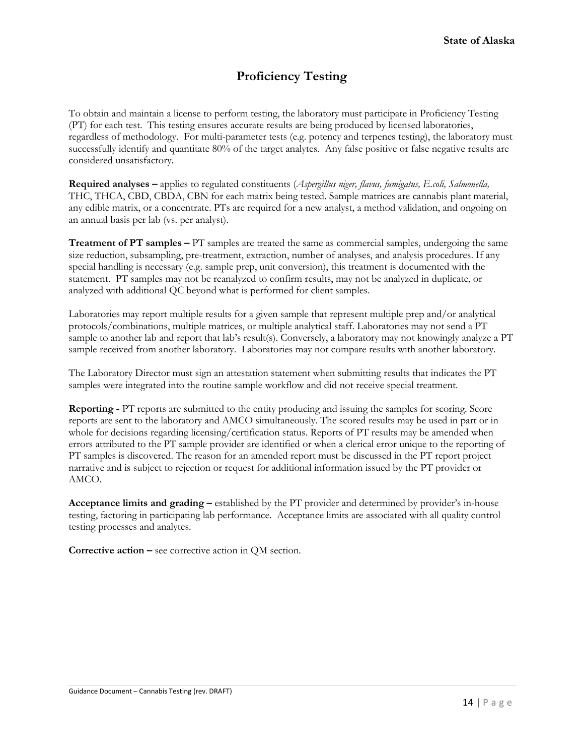# Proficiency Testing

To obtain and maintain a license to perform testing, the laboratory must participate in Proficiency Testing (PT) for each test. This testing ensures accurate results are being produced by licensed laboratories, regardless of methodology. For multi-parameter tests (e.g. potency and terpenes testing), the laboratory must successfully identify and quantitate 80% of the target analytes. Any false positive or false negative results are considered unsatisfactory.

**Required analyses –** applies to regulated constituents (*Aspergillus niger, flavus, fumigatus, E.coli, Salmonella,* THC, THCA, CBD, CBDA, CBN for each matrix being tested. Sample matrices are cannabis plant material, any edible matrix, or a concentrate. PTs are required for a new analyst, a method validation, and ongoing on an annual basis per lab (vs. per analyst).

**Treatment of PT samples –** PT samples are treated the same as commercial samples, undergoing the same size reduction, subsampling, pre-treatment, extraction, number of analyses, and analysis procedures. If any special handling is necessary (e.g. sample prep, unit conversion), this treatment is documented with the statement. PT samples may not be reanalyzed to confirm results, may not be analyzed in duplicate, or analyzed with additional QC beyond what is performed for client samples.

Laboratories may report multiple results for a given sample that represent multiple prep and/or analytical protocols/combinations, multiple matrices, or multiple analytical staff. Laboratories may not send a PT sample to another lab and report that lab's result(s). Conversely, a laboratory may not knowingly analyze a PT sample received from another laboratory. Laboratories may not compare results with another laboratory.

The Laboratory Director must sign an attestation statement when submitting results that indicates the PT samples were integrated into the routine sample workflow and did not receive special treatment.

**Reporting -** PT reports are submitted to the entity producing and issuing the samples for scoring. Score reports are sent to the laboratory and AMCO simultaneously. The scored results may be used in part or in whole for decisions regarding licensing/certification status. Reports of PT results may be amended when errors attributed to the PT sample provider are identified or when a clerical error unique to the reporting of PT samples is discovered. The reason for an amended report must be discussed in the PT report project narrative and is subject to rejection or request for additional information issued by the PT provider or AMCO.

**Acceptance limits and grading –** established by the PT provider and determined by provider's in-house testing, factoring in participating lab performance. Acceptance limits are associated with all quality control testing processes and analytes.

**Corrective action –** see corrective action in QM section.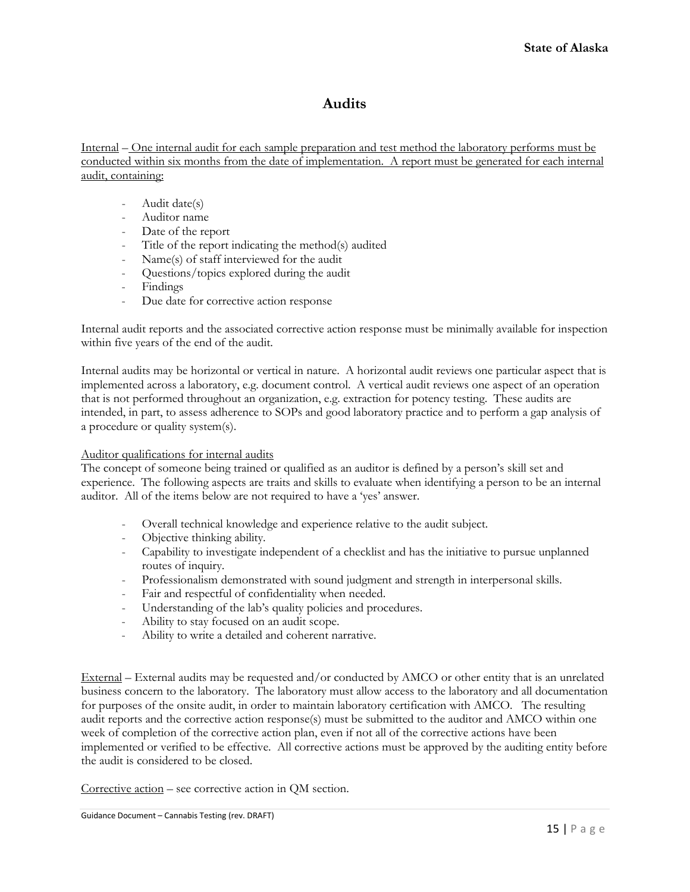## Audits

Internal – One internal audit for each sample preparation and test method the laboratory performs must be conducted within six months from the date of implementation. A report must be generated for each internal audit, containing:

- Audit date(s)
- Auditor name
- Date of the report
- Title of the report indicating the method(s) audited
- Name(s) of staff interviewed for the audit
- Questions/topics explored during the audit
- Findings
- Due date for corrective action response

Internal audit reports and the associated corrective action response must be minimally available for inspection within five years of the end of the audit.

Internal audits may be horizontal or vertical in nature. A horizontal audit reviews one particular aspect that is implemented across a laboratory, e.g. document control. A vertical audit reviews one aspect of an operation that is not performed throughout an organization, e.g. extraction for potency testing. These audits are intended, in part, to assess adherence to SOPs and good laboratory practice and to perform a gap analysis of a procedure or quality system(s).

Auditor qualifications for internal audits

The concept of someone being trained or qualified as an auditor is defined by a person's skill set and experience. The following aspects are traits and skills to evaluate when identifying a person to be an internal auditor. All of the items below are not required to have a 'yes' answer.

- Overall technical knowledge and experience relative to the audit subject.
- Objective thinking ability.
- Capability to investigate independent of a checklist and has the initiative to pursue unplanned routes of inquiry.
- Professionalism demonstrated with sound judgment and strength in interpersonal skills.
- Fair and respectful of confidentiality when needed.
- Understanding of the lab's quality policies and procedures.
- Ability to stay focused on an audit scope.
- Ability to write a detailed and coherent narrative.

External – External audits may be requested and/or conducted by AMCO or other entity that is an unrelated business concern to the laboratory. The laboratory must allow access to the laboratory and all documentation for purposes of the onsite audit, in order to maintain laboratory certification with AMCO. The resulting audit reports and the corrective action response(s) must be submitted to the auditor and AMCO within one week of completion of the corrective action plan, even if not all of the corrective actions have been implemented or verified to be effective. All corrective actions must be approved by the auditing entity before the audit is considered to be closed.

Corrective action – see corrective action in QM section.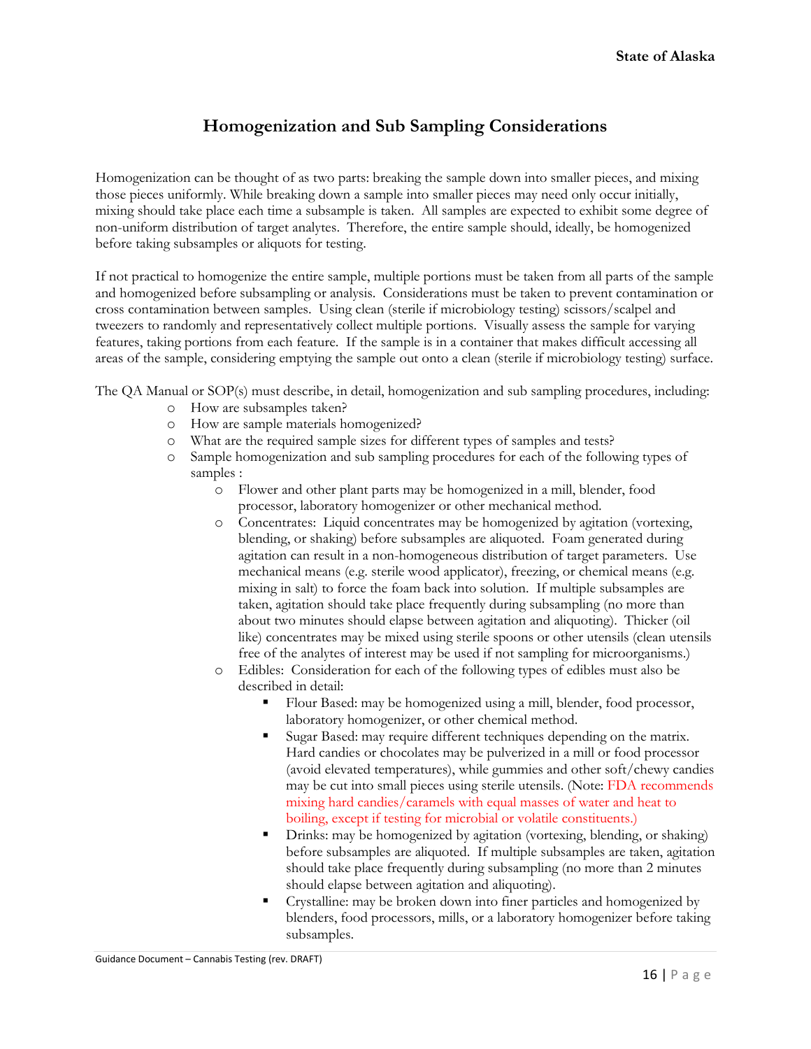## Homogenization and Sub Sampling Considerations

Homogenization can be thought of as two parts: breaking the sample down into smaller pieces, and mixing those pieces uniformly. While breaking down a sample into smaller pieces may need only occur initially, mixing should take place each time a subsample is taken. All samples are expected to exhibit some degree of non-uniform distribution of target analytes. Therefore, the entire sample should, ideally, be homogenized before taking subsamples or aliquots for testing.

If not practical to homogenize the entire sample, multiple portions must be taken from all parts of the sample and homogenized before subsampling or analysis. Considerations must be taken to prevent contamination or cross contamination between samples. Using clean (sterile if microbiology testing) scissors/scalpel and tweezers to randomly and representatively collect multiple portions. Visually assess the sample for varying features, taking portions from each feature. If the sample is in a container that makes difficult accessing all areas of the sample, considering emptying the sample out onto a clean (sterile if microbiology testing) surface.

The QA Manual or SOP(s) must describe, in detail, homogenization and sub sampling procedures, including:

- How are subsamples taken?
- How are sample materials homogenized?
- What are the required sample sizes for different types of samples and tests?
- Sample homogenization and sub sampling procedures for each of the following types of samples :
  - Flower and other plant parts may be homogenized in a mill, blender, food processor, laboratory homogenizer or other mechanical method.
  - Concentrates: Liquid concentrates may be homogenized by agitation (vortexing, blending, or shaking) before subsamples are aliquoted. Foam generated during agitation can result in a non-homogeneous distribution of target parameters. Use mechanical means (e.g. sterile wood applicator), freezing, or chemical means (e.g. mixing in salt) to force the foam back into solution. If multiple subsamples are taken, agitation should take place frequently during subsampling (no more than about two minutes should elapse between agitation and aliquoting). Thicker (oil like) concentrates may be mixed using sterile spoons or other utensils (clean utensils free of the analytes of interest may be used if not sampling for microorganisms.)
  - Edibles: Consideration for each of the following types of edibles must also be described in detail:
    - Flour Based: may be homogenized using a mill, blender, food processor, laboratory homogenizer, or other chemical method.
    - Sugar Based: may require different techniques depending on the matrix. Hard candies or chocolates may be pulverized in a mill or food processor (avoid elevated temperatures), while gummies and other soft/chewy candies may be cut into small pieces using sterile utensils. (Note: FDA recommends mixing hard candies/caramels with equal masses of water and heat to boiling, except if testing for microbial or volatile constituents.)
    - Drinks: may be homogenized by agitation (vortexing, blending, or shaking) before subsamples are aliquoted. If multiple subsamples are taken, agitation should take place frequently during subsampling (no more than 2 minutes should elapse between agitation and aliquoting).
    - Crystalline: may be broken down into finer particles and homogenized by blenders, food processors, mills, or a laboratory homogenizer before taking subsamples.